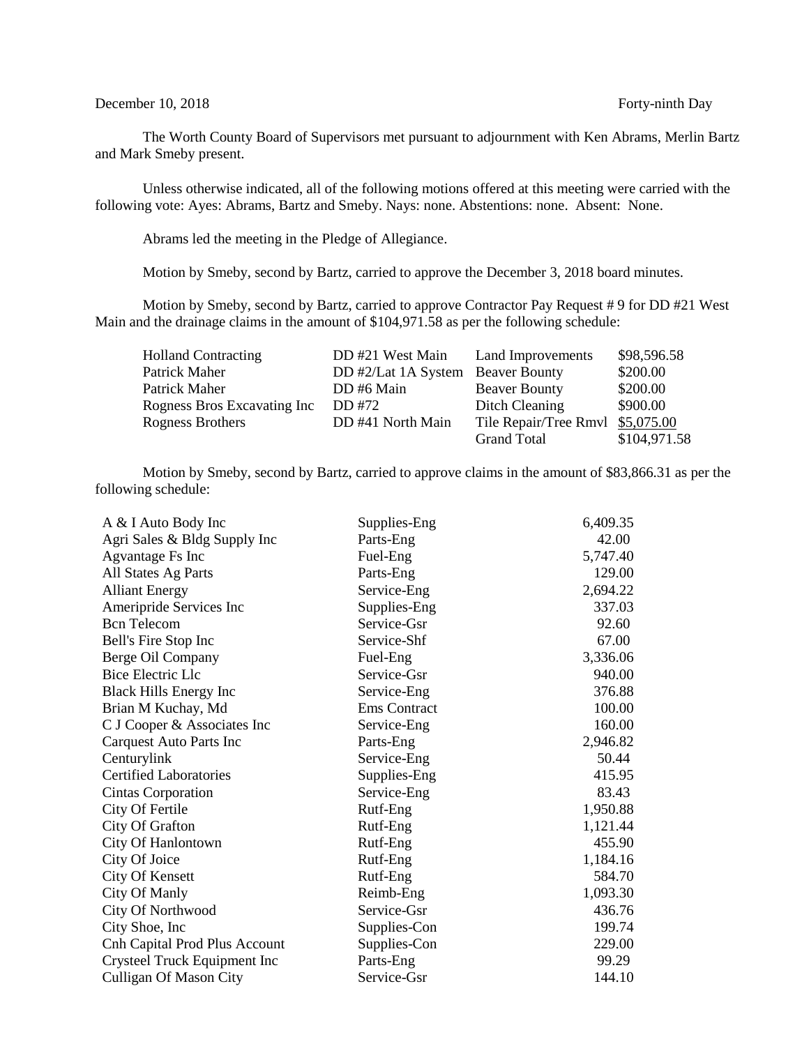December 10, 2018 Forty-ninth Day

The Worth County Board of Supervisors met pursuant to adjournment with Ken Abrams, Merlin Bartz and Mark Smeby present.

Unless otherwise indicated, all of the following motions offered at this meeting were carried with the following vote: Ayes: Abrams, Bartz and Smeby. Nays: none. Abstentions: none. Absent: None.

Abrams led the meeting in the Pledge of Allegiance.

Motion by Smeby, second by Bartz, carried to approve the December 3, 2018 board minutes.

Motion by Smeby, second by Bartz, carried to approve Contractor Pay Request # 9 for DD #21 West Main and the drainage claims in the amount of $104,971.58 as per the following schedule:

| | | | |
|---|---|---|---|
| Holland Contracting | DD #21 West Main | Land Improvements | $98,596.58 |
| Patrick Maher | DD #2/Lat 1A System | Beaver Bounty | $200.00 |
| Patrick Maher | DD #6 Main | Beaver Bounty | $200.00 |
| Rogness Bros Excavating Inc | DD #72 | Ditch Cleaning | $900.00 |
| Rogness Brothers | DD #41 North Main | Tile Repair/Tree Rmvl | $5,075.00 |
| | | Grand Total | $104,971.58 |

Motion by Smeby, second by Bartz, carried to approve claims in the amount of $83,866.31 as per the following schedule:

| | | |
|---|---|---|
| A & I Auto Body Inc | Supplies-Eng | 6,409.35 |
| Agri Sales & Bldg Supply Inc | Parts-Eng | 42.00 |
| Agvantage Fs Inc | Fuel-Eng | 5,747.40 |
| All States Ag Parts | Parts-Eng | 129.00 |
| Alliant Energy | Service-Eng | 2,694.22 |
| Ameripride Services Inc | Supplies-Eng | 337.03 |
| Bcn Telecom | Service-Gsr | 92.60 |
| Bell's Fire Stop Inc | Service-Shf | 67.00 |
| Berge Oil Company | Fuel-Eng | 3,336.06 |
| Bice Electric Llc | Service-Gsr | 940.00 |
| Black Hills Energy Inc | Service-Eng | 376.88 |
| Brian M Kuchay, Md | Ems Contract | 100.00 |
| C J Cooper & Associates Inc | Service-Eng | 160.00 |
| Carquest Auto Parts Inc | Parts-Eng | 2,946.82 |
| Centurylink | Service-Eng | 50.44 |
| Certified Laboratories | Supplies-Eng | 415.95 |
| Cintas Corporation | Service-Eng | 83.43 |
| City Of Fertile | Rutf-Eng | 1,950.88 |
| City Of Grafton | Rutf-Eng | 1,121.44 |
| City Of Hanlontown | Rutf-Eng | 455.90 |
| City Of Joice | Rutf-Eng | 1,184.16 |
| City Of Kensett | Rutf-Eng | 584.70 |
| City Of Manly | Reimb-Eng | 1,093.30 |
| City Of Northwood | Service-Gsr | 436.76 |
| City Shoe, Inc | Supplies-Con | 199.74 |
| Cnh Capital Prod Plus Account | Supplies-Con | 229.00 |
| Crysteel Truck Equipment Inc | Parts-Eng | 99.29 |
| Culligan Of Mason City | Service-Gsr | 144.10 |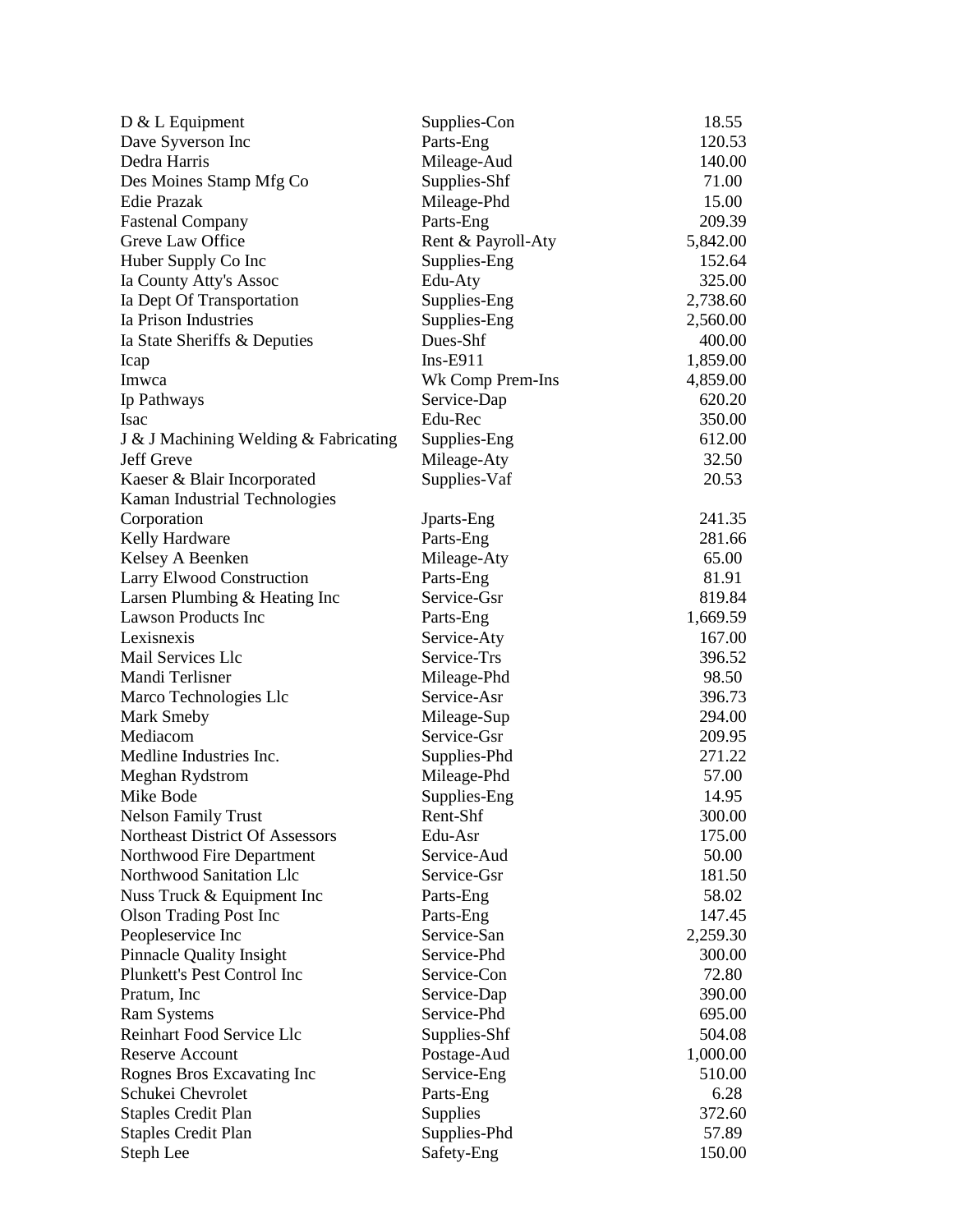| | | |
|---|---|---|
| D & L Equipment | Supplies-Con | 18.55 |
| Dave Syverson Inc | Parts-Eng | 120.53 |
| Dedra Harris | Mileage-Aud | 140.00 |
| Des Moines Stamp Mfg Co | Supplies-Shf | 71.00 |
| Edie Prazak | Mileage-Phd | 15.00 |
| Fastenal Company | Parts-Eng | 209.39 |
| Greve Law Office | Rent & Payroll-Aty | 5,842.00 |
| Huber Supply Co Inc | Supplies-Eng | 152.64 |
| Ia County Atty's Assoc | Edu-Aty | 325.00 |
| Ia Dept Of Transportation | Supplies-Eng | 2,738.60 |
| Ia Prison Industries | Supplies-Eng | 2,560.00 |
| Ia State Sheriffs & Deputies | Dues-Shf | 400.00 |
| Icap | Ins-E911 | 1,859.00 |
| Imwca | Wk Comp Prem-Ins | 4,859.00 |
| Ip Pathways | Service-Dap | 620.20 |
| Isac | Edu-Rec | 350.00 |
| J & J Machining Welding & Fabricating | Supplies-Eng | 612.00 |
| Jeff Greve | Mileage-Aty | 32.50 |
| Kaeser & Blair Incorporated | Supplies-Vaf | 20.53 |
| Kaman Industrial Technologies Corporation | Jparts-Eng | 241.35 |
| Kelly Hardware | Parts-Eng | 281.66 |
| Kelsey A Beenken | Mileage-Aty | 65.00 |
| Larry Elwood Construction | Parts-Eng | 81.91 |
| Larsen Plumbing & Heating Inc | Service-Gsr | 819.84 |
| Lawson Products Inc | Parts-Eng | 1,669.59 |
| Lexisnexis | Service-Aty | 167.00 |
| Mail Services Llc | Service-Trs | 396.52 |
| Mandi Terlisner | Mileage-Phd | 98.50 |
| Marco Technologies Llc | Service-Asr | 396.73 |
| Mark Smeby | Mileage-Sup | 294.00 |
| Mediacom | Service-Gsr | 209.95 |
| Medline Industries Inc. | Supplies-Phd | 271.22 |
| Meghan Rydstrom | Mileage-Phd | 57.00 |
| Mike Bode | Supplies-Eng | 14.95 |
| Nelson Family Trust | Rent-Shf | 300.00 |
| Northeast District Of Assessors | Edu-Asr | 175.00 |
| Northwood Fire Department | Service-Aud | 50.00 |
| Northwood Sanitation Llc | Service-Gsr | 181.50 |
| Nuss Truck & Equipment Inc | Parts-Eng | 58.02 |
| Olson Trading Post Inc | Parts-Eng | 147.45 |
| Peopleservice Inc | Service-San | 2,259.30 |
| Pinnacle Quality Insight | Service-Phd | 300.00 |
| Plunkett's Pest Control Inc | Service-Con | 72.80 |
| Pratum, Inc | Service-Dap | 390.00 |
| Ram Systems | Service-Phd | 695.00 |
| Reinhart Food Service Llc | Supplies-Shf | 504.08 |
| Reserve Account | Postage-Aud | 1,000.00 |
| Rognes Bros Excavating Inc | Service-Eng | 510.00 |
| Schukei Chevrolet | Parts-Eng | 6.28 |
| Staples Credit Plan | Supplies | 372.60 |
| Staples Credit Plan | Supplies-Phd | 57.89 |
| Steph Lee | Safety-Eng | 150.00 |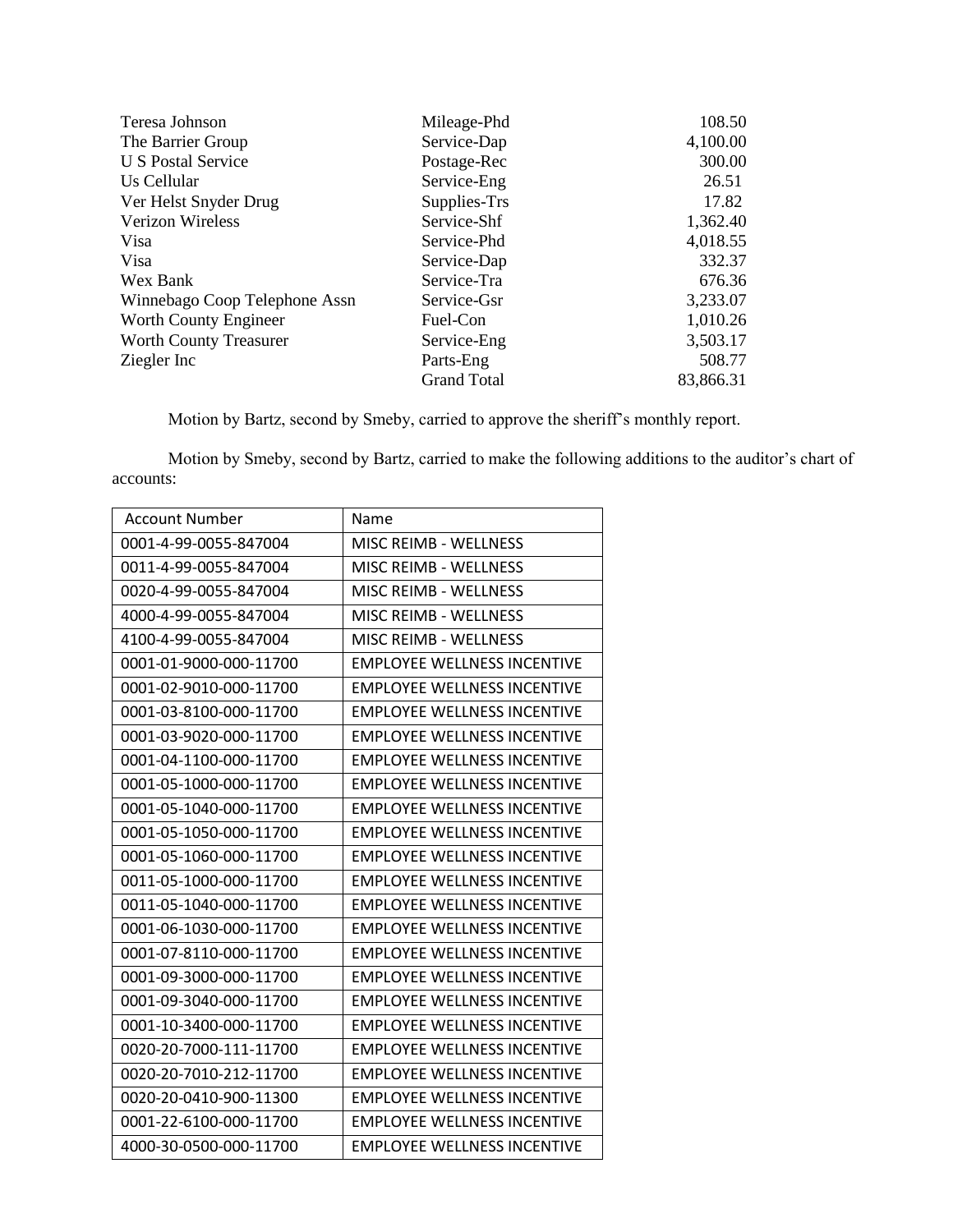| | | |
|---|---|---|
| Teresa Johnson | Mileage-Phd | 108.50 |
| The Barrier Group | Service-Dap | 4,100.00 |
| U S Postal Service | Postage-Rec | 300.00 |
| Us Cellular | Service-Eng | 26.51 |
| Ver Helst Snyder Drug | Supplies-Trs | 17.82 |
| Verizon Wireless | Service-Shf | 1,362.40 |
| Visa | Service-Phd | 4,018.55 |
| Visa | Service-Dap | 332.37 |
| Wex Bank | Service-Tra | 676.36 |
| Winnebago Coop Telephone Assn | Service-Gsr | 3,233.07 |
| Worth County Engineer | Fuel-Con | 1,010.26 |
| Worth County Treasurer | Service-Eng | 3,503.17 |
| Ziegler Inc | Parts-Eng | 508.77 |
| | Grand Total | 83,866.31 |

Motion by Bartz, second by Smeby, carried to approve the sheriff's monthly report.

Motion by Smeby, second by Bartz, carried to make the following additions to the auditor's chart of accounts:

| Account Number | Name |
|---|---|
| 0001-4-99-0055-847004 | MISC REIMB - WELLNESS |
| 0011-4-99-0055-847004 | MISC REIMB - WELLNESS |
| 0020-4-99-0055-847004 | MISC REIMB - WELLNESS |
| 4000-4-99-0055-847004 | MISC REIMB - WELLNESS |
| 4100-4-99-0055-847004 | MISC REIMB - WELLNESS |
| 0001-01-9000-000-11700 | EMPLOYEE WELLNESS INCENTIVE |
| 0001-02-9010-000-11700 | EMPLOYEE WELLNESS INCENTIVE |
| 0001-03-8100-000-11700 | EMPLOYEE WELLNESS INCENTIVE |
| 0001-03-9020-000-11700 | EMPLOYEE WELLNESS INCENTIVE |
| 0001-04-1100-000-11700 | EMPLOYEE WELLNESS INCENTIVE |
| 0001-05-1000-000-11700 | EMPLOYEE WELLNESS INCENTIVE |
| 0001-05-1040-000-11700 | EMPLOYEE WELLNESS INCENTIVE |
| 0001-05-1050-000-11700 | EMPLOYEE WELLNESS INCENTIVE |
| 0001-05-1060-000-11700 | EMPLOYEE WELLNESS INCENTIVE |
| 0011-05-1000-000-11700 | EMPLOYEE WELLNESS INCENTIVE |
| 0011-05-1040-000-11700 | EMPLOYEE WELLNESS INCENTIVE |
| 0001-06-1030-000-11700 | EMPLOYEE WELLNESS INCENTIVE |
| 0001-07-8110-000-11700 | EMPLOYEE WELLNESS INCENTIVE |
| 0001-09-3000-000-11700 | EMPLOYEE WELLNESS INCENTIVE |
| 0001-09-3040-000-11700 | EMPLOYEE WELLNESS INCENTIVE |
| 0001-10-3400-000-11700 | EMPLOYEE WELLNESS INCENTIVE |
| 0020-20-7000-111-11700 | EMPLOYEE WELLNESS INCENTIVE |
| 0020-20-7010-212-11700 | EMPLOYEE WELLNESS INCENTIVE |
| 0020-20-0410-900-11300 | EMPLOYEE WELLNESS INCENTIVE |
| 0001-22-6100-000-11700 | EMPLOYEE WELLNESS INCENTIVE |
| 4000-30-0500-000-11700 | EMPLOYEE WELLNESS INCENTIVE |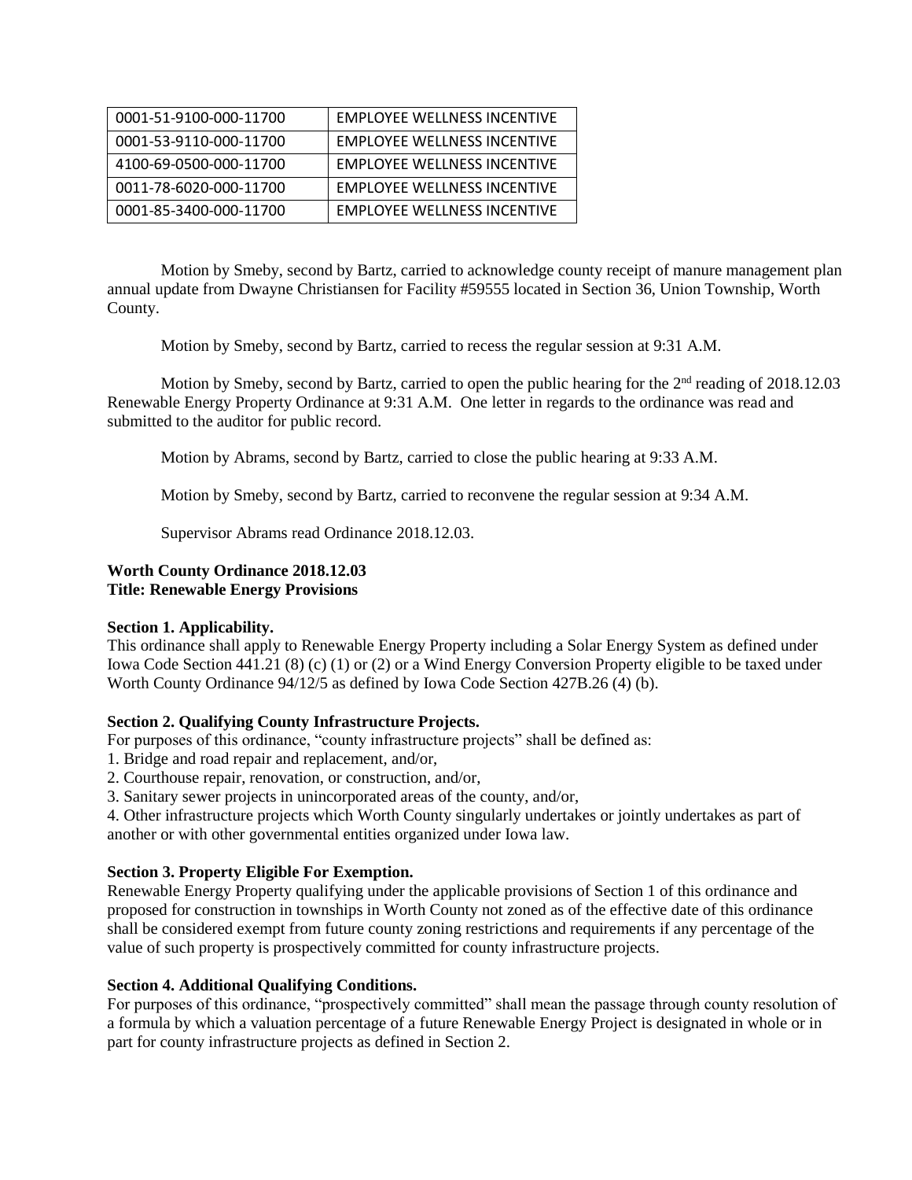| 0001-51-9100-000-11700 | EMPLOYEE WELLNESS INCENTIVE |
|---|---|
| 0001-53-9110-000-11700 | EMPLOYEE WELLNESS INCENTIVE |
| 4100-69-0500-000-11700 | EMPLOYEE WELLNESS INCENTIVE |
| 0011-78-6020-000-11700 | EMPLOYEE WELLNESS INCENTIVE |
| 0001-85-3400-000-11700 | EMPLOYEE WELLNESS INCENTIVE |

Motion by Smeby, second by Bartz, carried to acknowledge county receipt of manure management plan annual update from Dwayne Christiansen for Facility #59555 located in Section 36, Union Township, Worth County.

Motion by Smeby, second by Bartz, carried to recess the regular session at 9:31 A.M.

Motion by Smeby, second by Bartz, carried to open the public hearing for the 2nd reading of 2018.12.03 Renewable Energy Property Ordinance at 9:31 A.M. One letter in regards to the ordinance was read and submitted to the auditor for public record.

Motion by Abrams, second by Bartz, carried to close the public hearing at 9:33 A.M.

Motion by Smeby, second by Bartz, carried to reconvene the regular session at 9:34 A.M.

Supervisor Abrams read Ordinance 2018.12.03.

**Worth County Ordinance 2018.12.03**
**Title: Renewable Energy Provisions**

**Section 1. Applicability.**
This ordinance shall apply to Renewable Energy Property including a Solar Energy System as defined under Iowa Code Section 441.21 (8) (c) (1) or (2) or a Wind Energy Conversion Property eligible to be taxed under Worth County Ordinance 94/12/5 as defined by Iowa Code Section 427B.26 (4) (b).

**Section 2. Qualifying County Infrastructure Projects.**
For purposes of this ordinance, "county infrastructure projects" shall be defined as:
1. Bridge and road repair and replacement, and/or,
2. Courthouse repair, renovation, or construction, and/or,
3. Sanitary sewer projects in unincorporated areas of the county, and/or,
4. Other infrastructure projects which Worth County singularly undertakes or jointly undertakes as part of another or with other governmental entities organized under Iowa law.

**Section 3. Property Eligible For Exemption.**
Renewable Energy Property qualifying under the applicable provisions of Section 1 of this ordinance and proposed for construction in townships in Worth County not zoned as of the effective date of this ordinance shall be considered exempt from future county zoning restrictions and requirements if any percentage of the value of such property is prospectively committed for county infrastructure projects.

**Section 4. Additional Qualifying Conditions.**
For purposes of this ordinance, "prospectively committed" shall mean the passage through county resolution of a formula by which a valuation percentage of a future Renewable Energy Project is designated in whole or in part for county infrastructure projects as defined in Section 2.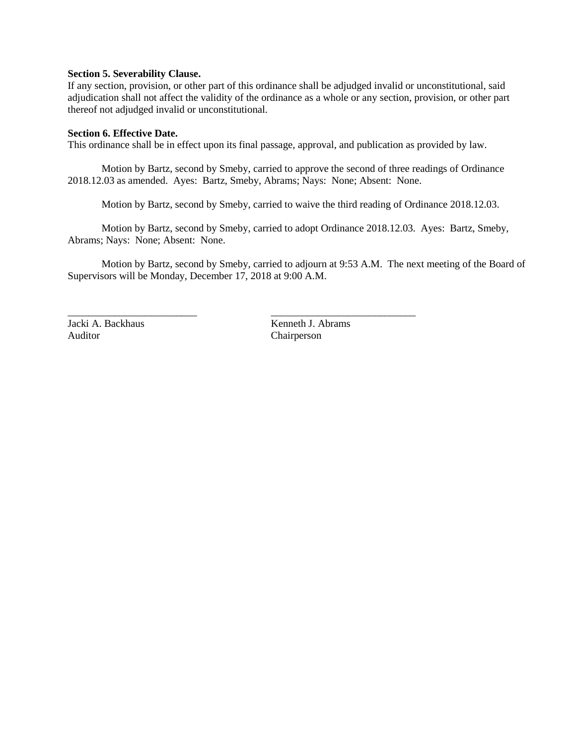**Section 5. Severability Clause.**
If any section, provision, or other part of this ordinance shall be adjudged invalid or unconstitutional, said adjudication shall not affect the validity of the ordinance as a whole or any section, provision, or other part thereof not adjudged invalid or unconstitutional.

**Section 6. Effective Date.**
This ordinance shall be in effect upon its final passage, approval, and publication as provided by law.

Motion by Bartz, second by Smeby, carried to approve the second of three readings of Ordinance 2018.12.03 as amended. Ayes: Bartz, Smeby, Abrams; Nays: None; Absent: None.

Motion by Bartz, second by Smeby, carried to waive the third reading of Ordinance 2018.12.03.

Motion by Bartz, second by Smeby, carried to adopt Ordinance 2018.12.03. Ayes: Bartz, Smeby, Abrams; Nays: None; Absent: None.

Motion by Bartz, second by Smeby, carried to adjourn at 9:53 A.M. The next meeting of the Board of Supervisors will be Monday, December 17, 2018 at 9:00 A.M.

| | |
|---|---|
| ________________________ | ___________________________ |
| Jacki A. Backhaus | Kenneth J. Abrams |
| Auditor | Chairperson |